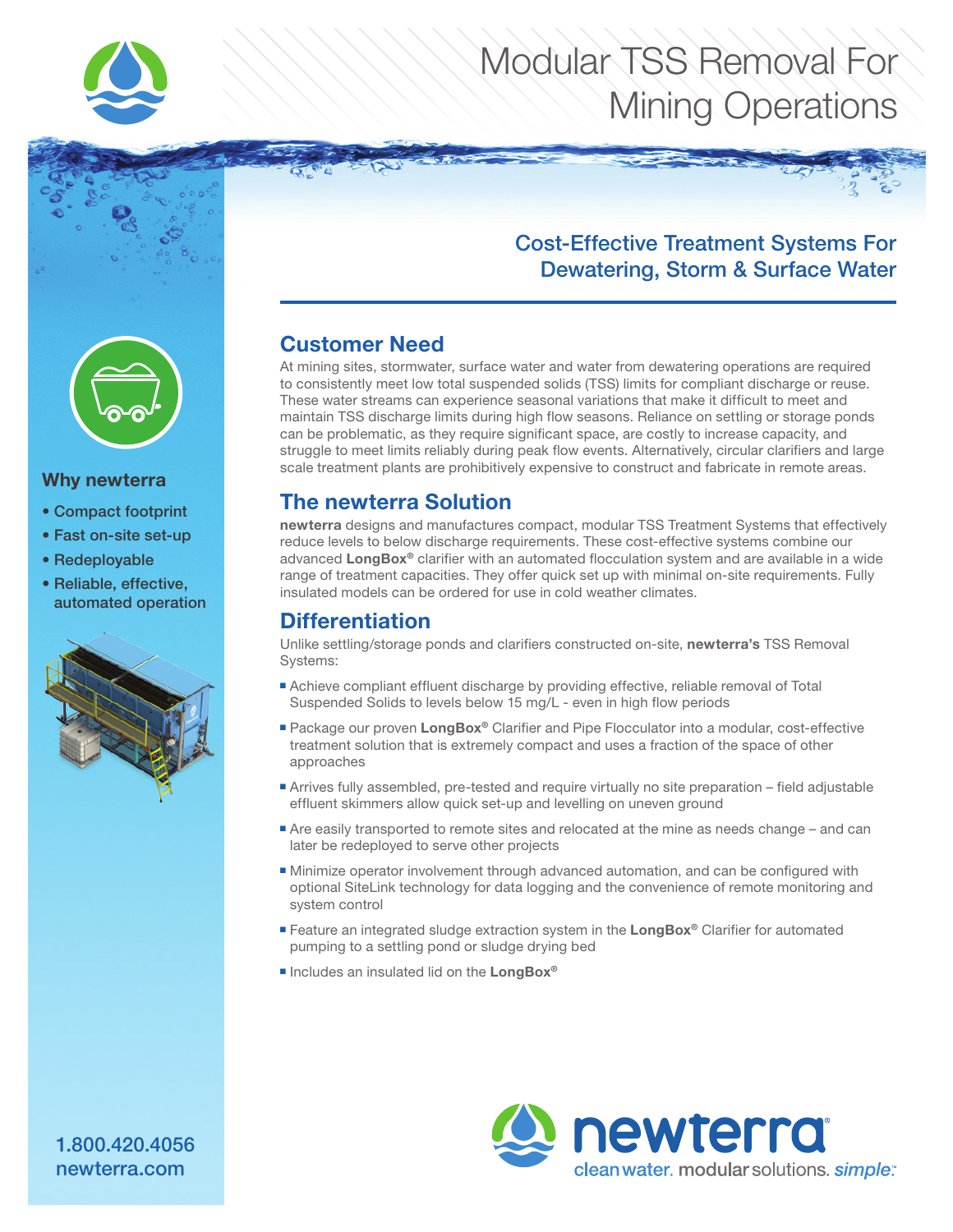# Modular TSS Removal For Mining Operations

## Cost-Effective Treatment Systems For Dewatering, Storm & Surface Water

### Why newterra

- Compact footprint
- Fast on-site set-up
- Redeployable
- Reliable, effective, automated operation

## Customer Need

At mining sites, stormwater, surface water and water from dewatering operations are required to consistently meet low total suspended solids (TSS) limits for compliant discharge or reuse. These water streams can experience seasonal variations that make it difficult to meet and maintain TSS discharge limits during high flow seasons. Reliance on settling or storage ponds can be problematic, as they require significant space, are costly to increase capacity, and struggle to meet limits reliably during peak flow events. Alternatively, circular clarifiers and large scale treatment plants are prohibitively expensive to construct and fabricate in remote areas.

## The newterra Solution

**newterra** designs and manufactures compact, modular TSS Treatment Systems that effectively reduce levels to below discharge requirements. These cost-effective systems combine our advanced **LongBox®** clarifier with an automated flocculation system and are available in a wide range of treatment capacities. They offer quick set up with minimal on-site requirements. Fully insulated models can be ordered for use in cold weather climates.

## Differentiation

Unlike settling/storage ponds and clarifiers constructed on-site, **newterra's** TSS Removal Systems:

- Achieve compliant effluent discharge by providing effective, reliable removal of Total Suspended Solids to levels below 15 mg/L - even in high flow periods
- Package our proven **LongBox®** Clarifier and Pipe Flocculator into a modular, cost-effective treatment solution that is extremely compact and uses a fraction of the space of other approaches
- Arrives fully assembled, pre-tested and require virtually no site preparation – field adjustable effluent skimmers allow quick set-up and levelling on uneven ground
- Are easily transported to remote sites and relocated at the mine as needs change – and can later be redeployed to serve other projects
- Minimize operator involvement through advanced automation, and can be configured with optional SiteLink technology for data logging and the convenience of remote monitoring and system control
- Feature an integrated sludge extraction system in the **LongBox®** Clarifier for automated pumping to a settling pond or sludge drying bed
- Includes an insulated lid on the **LongBox®**

1.800.420.4056
newterra.com

newterra® — clean water. modular solutions. *simple*.™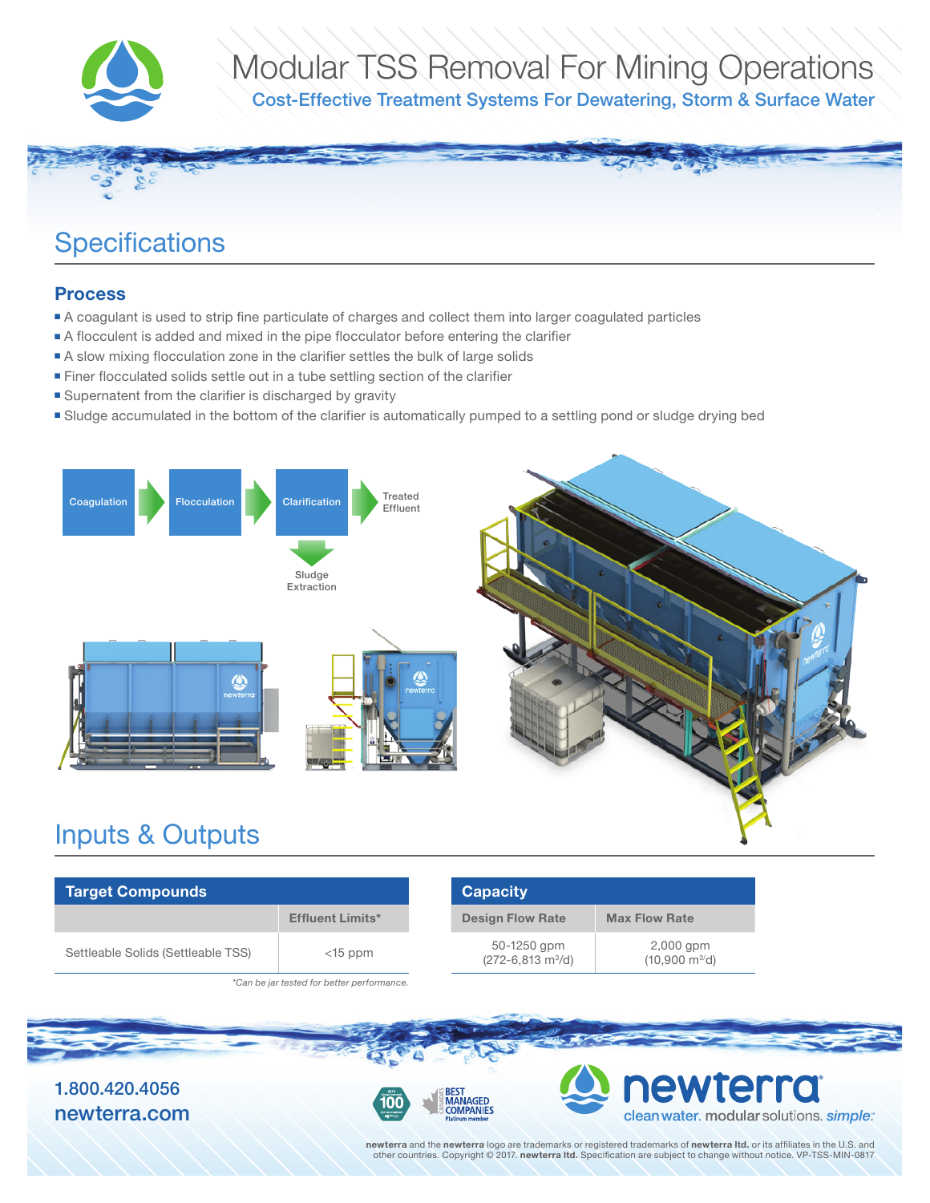# Modular TSS Removal For Mining Operations

Cost-Effective Treatment Systems For Dewatering, Storm & Surface Water

## Specifications

### Process

- A coagulant is used to strip fine particulate of charges and collect them into larger coagulated particles
- A flocculent is added and mixed in the pipe flocculator before entering the clarifier
- A slow mixing flocculation zone in the clarifier settles the bulk of large solids
- Finer flocculated solids settle out in a tube settling section of the clarifier
- Supernatent from the clarifier is discharged by gravity
- Sludge accumulated in the bottom of the clarifier is automatically pumped to a settling pond or sludge drying bed

Coagulation → Flocculation → Clarification → Treated Effluent

Sludge Extraction

## Inputs & Outputs

| Target Compounds | Effluent Limits* |
|---|---|
| Settleable Solids (Settleable TSS) | <15 ppm |

*Can be jar tested for better performance.

| Capacity | |
|---|---|
| Design Flow Rate | Max Flow Rate |
| 50-1250 gpm (272-6,813 m³/d) | 2,000 gpm (10,900 m³/d) |

1.800.420.4056
newterra.com

newterra — clean water. modular solutions. simple.

**newterra** and the **newterra** logo are trademarks or registered trademarks of **newterra ltd.** or its affiliates in the U.S. and other countries. Copyright © 2017. **newterra ltd.** Specification are subject to change without notice. VP-TSS-MIN-0817